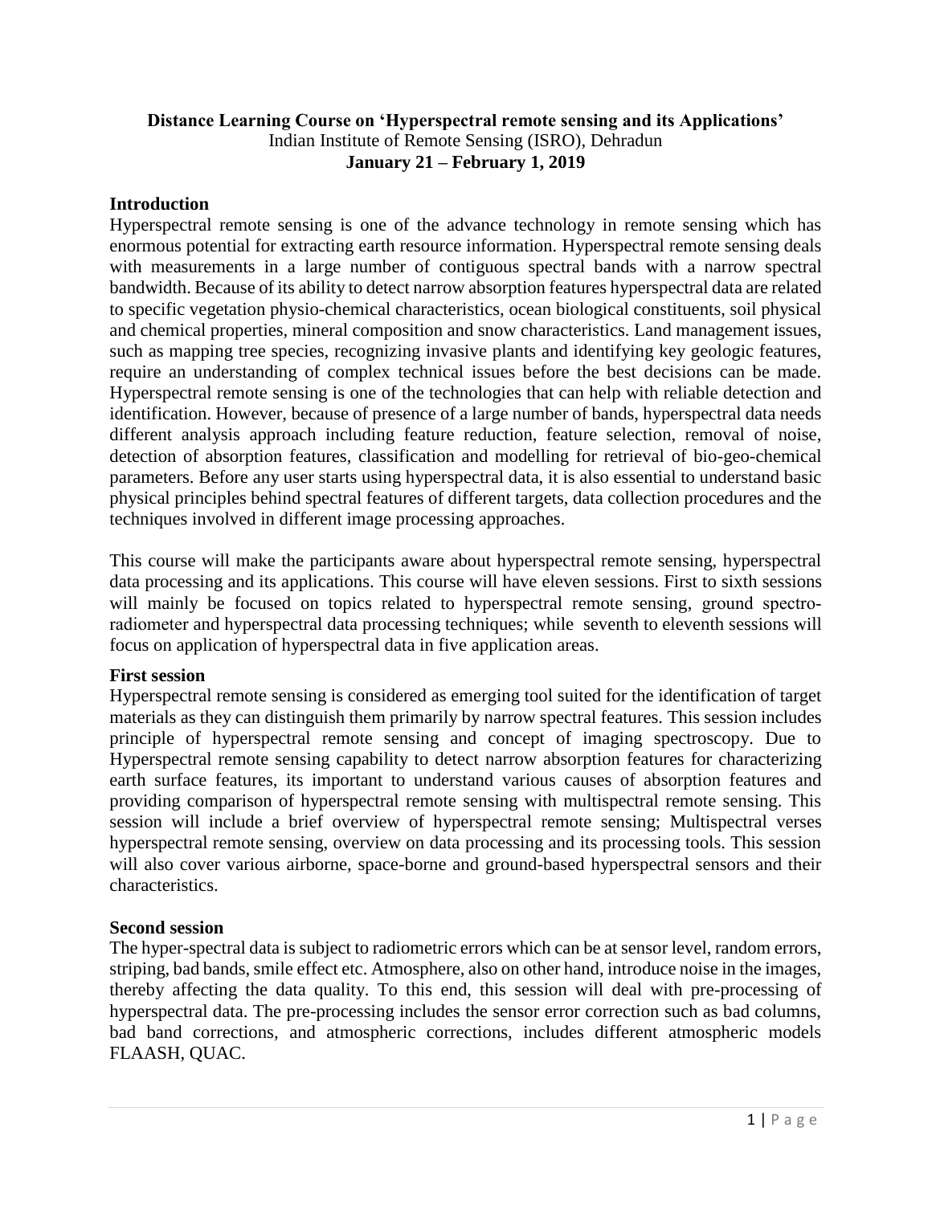**Distance Learning Course on 'Hyperspectral remote sensing and its Applications'**
Indian Institute of Remote Sensing (ISRO), Dehradun
**January 21 – February 1, 2019**

## Introduction

Hyperspectral remote sensing is one of the advance technology in remote sensing which has enormous potential for extracting earth resource information. Hyperspectral remote sensing deals with measurements in a large number of contiguous spectral bands with a narrow spectral bandwidth. Because of its ability to detect narrow absorption features hyperspectral data are related to specific vegetation physio-chemical characteristics, ocean biological constituents, soil physical and chemical properties, mineral composition and snow characteristics. Land management issues, such as mapping tree species, recognizing invasive plants and identifying key geologic features, require an understanding of complex technical issues before the best decisions can be made. Hyperspectral remote sensing is one of the technologies that can help with reliable detection and identification. However, because of presence of a large number of bands, hyperspectral data needs different analysis approach including feature reduction, feature selection, removal of noise, detection of absorption features, classification and modelling for retrieval of bio-geo-chemical parameters. Before any user starts using hyperspectral data, it is also essential to understand basic physical principles behind spectral features of different targets, data collection procedures and the techniques involved in different image processing approaches.

This course will make the participants aware about hyperspectral remote sensing, hyperspectral data processing and its applications. This course will have eleven sessions. First to sixth sessions will mainly be focused on topics related to hyperspectral remote sensing, ground spectro-radiometer and hyperspectral data processing techniques; while seventh to eleventh sessions will focus on application of hyperspectral data in five application areas.

## First session

Hyperspectral remote sensing is considered as emerging tool suited for the identification of target materials as they can distinguish them primarily by narrow spectral features. This session includes principle of hyperspectral remote sensing and concept of imaging spectroscopy. Due to Hyperspectral remote sensing capability to detect narrow absorption features for characterizing earth surface features, its important to understand various causes of absorption features and providing comparison of hyperspectral remote sensing with multispectral remote sensing. This session will include a brief overview of hyperspectral remote sensing; Multispectral verses hyperspectral remote sensing, overview on data processing and its processing tools. This session will also cover various airborne, space-borne and ground-based hyperspectral sensors and their characteristics.

## Second session

The hyper-spectral data is subject to radiometric errors which can be at sensor level, random errors, striping, bad bands, smile effect etc. Atmosphere, also on other hand, introduce noise in the images, thereby affecting the data quality. To this end, this session will deal with pre-processing of hyperspectral data. The pre-processing includes the sensor error correction such as bad columns, bad band corrections, and atmospheric corrections, includes different atmospheric models FLAASH, QUAC.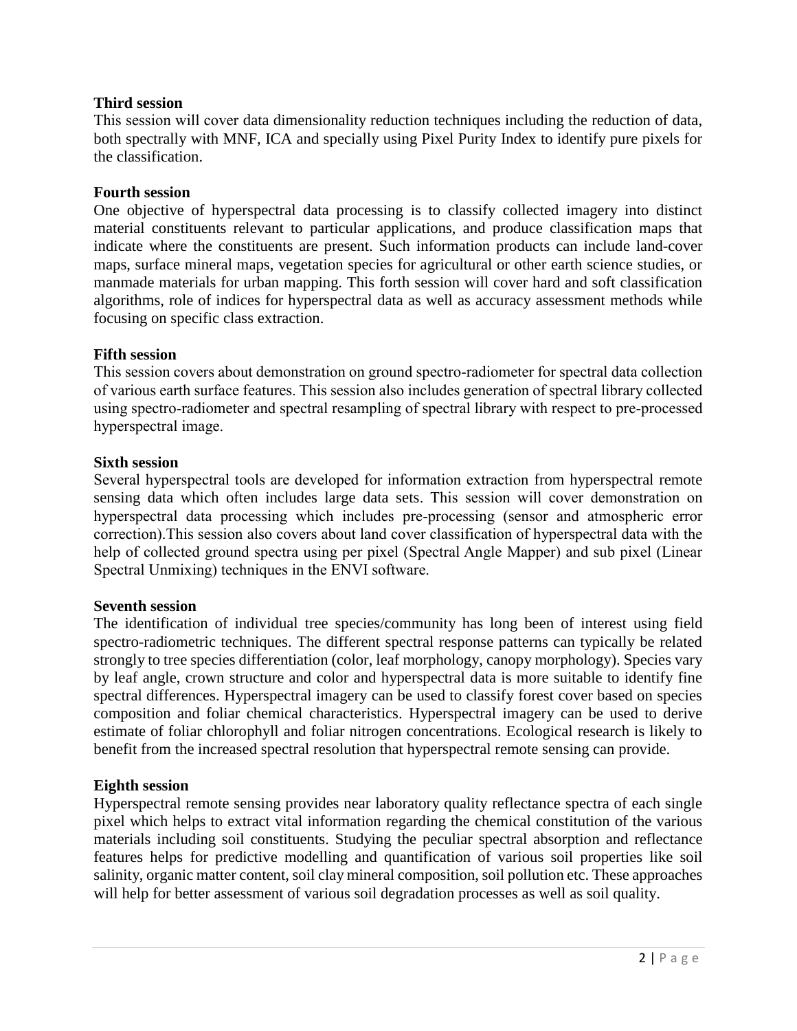**Third session**

This session will cover data dimensionality reduction techniques including the reduction of data, both spectrally with MNF, ICA and specially using Pixel Purity Index to identify pure pixels for the classification.

**Fourth session**

One objective of hyperspectral data processing is to classify collected imagery into distinct material constituents relevant to particular applications, and produce classification maps that indicate where the constituents are present. Such information products can include land-cover maps, surface mineral maps, vegetation species for agricultural or other earth science studies, or manmade materials for urban mapping. This forth session will cover hard and soft classification algorithms, role of indices for hyperspectral data as well as accuracy assessment methods while focusing on specific class extraction.

**Fifth session**

This session covers about demonstration on ground spectro-radiometer for spectral data collection of various earth surface features. This session also includes generation of spectral library collected using spectro-radiometer and spectral resampling of spectral library with respect to pre-processed hyperspectral image.

**Sixth session**

Several hyperspectral tools are developed for information extraction from hyperspectral remote sensing data which often includes large data sets. This session will cover demonstration on hyperspectral data processing which includes pre-processing (sensor and atmospheric error correction).This session also covers about land cover classification of hyperspectral data with the help of collected ground spectra using per pixel (Spectral Angle Mapper) and sub pixel (Linear Spectral Unmixing) techniques in the ENVI software.

**Seventh session**

The identification of individual tree species/community has long been of interest using field spectro-radiometric techniques. The different spectral response patterns can typically be related strongly to tree species differentiation (color, leaf morphology, canopy morphology). Species vary by leaf angle, crown structure and color and hyperspectral data is more suitable to identify fine spectral differences. Hyperspectral imagery can be used to classify forest cover based on species composition and foliar chemical characteristics. Hyperspectral imagery can be used to derive estimate of foliar chlorophyll and foliar nitrogen concentrations. Ecological research is likely to benefit from the increased spectral resolution that hyperspectral remote sensing can provide.

**Eighth session**

Hyperspectral remote sensing provides near laboratory quality reflectance spectra of each single pixel which helps to extract vital information regarding the chemical constitution of the various materials including soil constituents. Studying the peculiar spectral absorption and reflectance features helps for predictive modelling and quantification of various soil properties like soil salinity, organic matter content, soil clay mineral composition, soil pollution etc. These approaches will help for better assessment of various soil degradation processes as well as soil quality.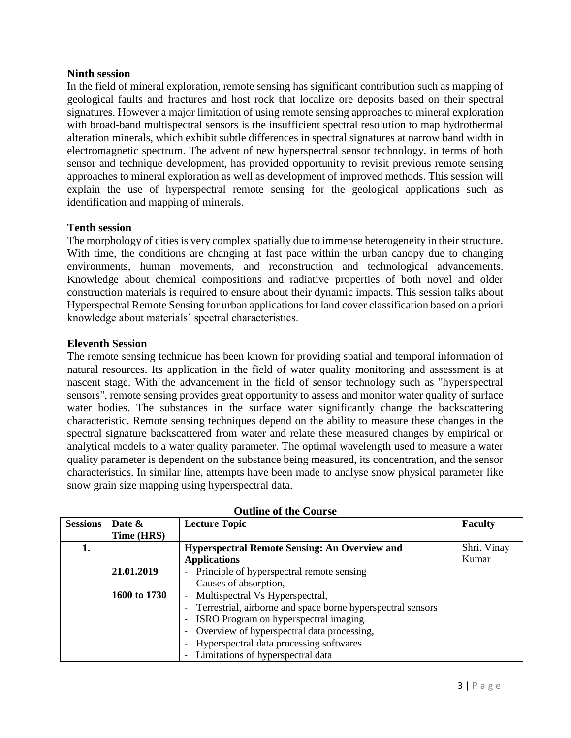### Ninth session

In the field of mineral exploration, remote sensing has significant contribution such as mapping of geological faults and fractures and host rock that localize ore deposits based on their spectral signatures. However a major limitation of using remote sensing approaches to mineral exploration with broad-band multispectral sensors is the insufficient spectral resolution to map hydrothermal alteration minerals, which exhibit subtle differences in spectral signatures at narrow band width in electromagnetic spectrum. The advent of new hyperspectral sensor technology, in terms of both sensor and technique development, has provided opportunity to revisit previous remote sensing approaches to mineral exploration as well as development of improved methods. This session will explain the use of hyperspectral remote sensing for the geological applications such as identification and mapping of minerals.

### Tenth session

The morphology of cities is very complex spatially due to immense heterogeneity in their structure. With time, the conditions are changing at fast pace within the urban canopy due to changing environments, human movements, and reconstruction and technological advancements. Knowledge about chemical compositions and radiative properties of both novel and older construction materials is required to ensure about their dynamic impacts. This session talks about Hyperspectral Remote Sensing for urban applications for land cover classification based on a priori knowledge about materials' spectral characteristics.

### Eleventh Session

The remote sensing technique has been known for providing spatial and temporal information of natural resources. Its application in the field of water quality monitoring and assessment is at nascent stage. With the advancement in the field of sensor technology such as "hyperspectral sensors", remote sensing provides great opportunity to assess and monitor water quality of surface water bodies. The substances in the surface water significantly change the backscattering characteristic. Remote sensing techniques depend on the ability to measure these changes in the spectral signature backscattered from water and relate these measured changes by empirical or analytical models to a water quality parameter. The optimal wavelength used to measure a water quality parameter is dependent on the substance being measured, its concentration, and the sensor characteristics. In similar line, attempts have been made to analyse snow physical parameter like snow grain size mapping using hyperspectral data.

**Outline of the Course**

| Sessions | Date & Time (HRS) | Lecture Topic | Faculty |
|---|---|---|---|
| 1. | 21.01.2019<br>1600 to 1730 | **Hyperspectral Remote Sensing: An Overview and Applications**<br>- Principle of hyperspectral remote sensing<br>- Causes of absorption,<br>- Multispectral Vs Hyperspectral,<br>- Terrestrial, airborne and space borne hyperspectral sensors<br>- ISRO Program on hyperspectral imaging<br>- Overview of hyperspectral data processing,<br>- Hyperspectral data processing softwares<br>- Limitations of hyperspectral data | Shri. Vinay Kumar |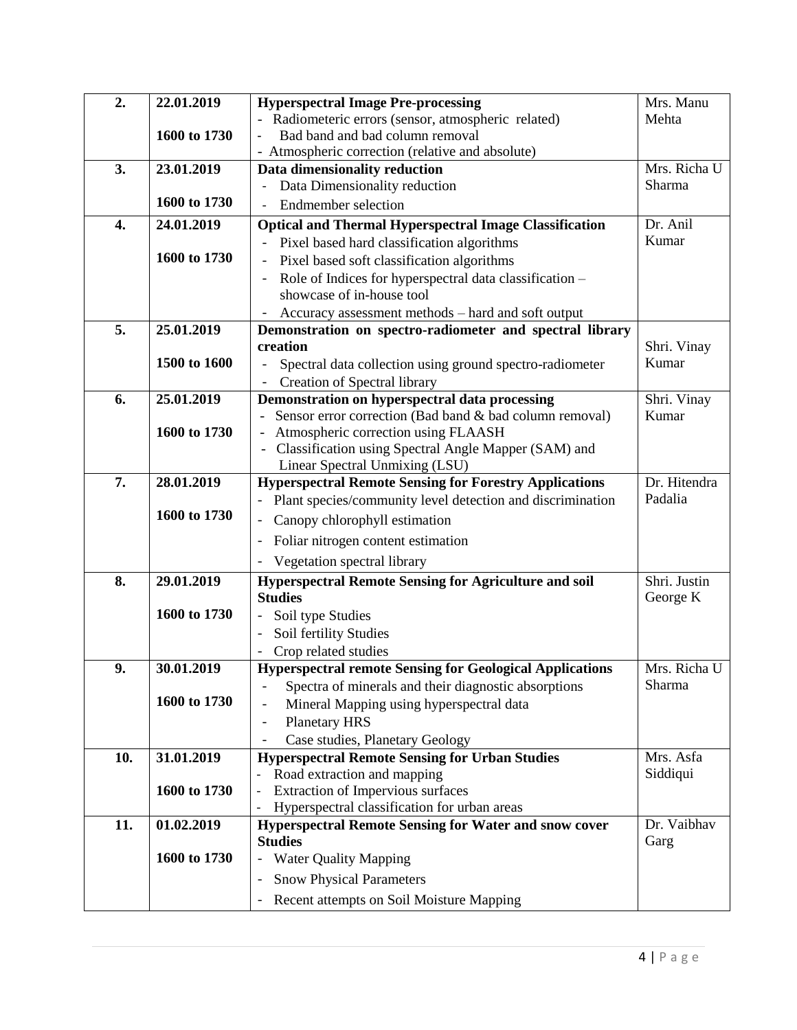| 2. | 22.01.2019<br><br>1600 to 1730 | **Hyperspectral Image Pre-processing**<br>- Radiometeric errors (sensor, atmospheric related)<br>- Bad band and bad column removal<br>- Atmospheric correction (relative and absolute) | Mrs. Manu Mehta |
|---|---|---|---|
| 3. | 23.01.2019<br><br>1600 to 1730 | **Data dimensionality reduction**<br>- Data Dimensionality reduction<br>- Endmember selection | Mrs. Richa U Sharma |
| 4. | 24.01.2019<br><br>1600 to 1730 | **Optical and Thermal Hyperspectral Image Classification**<br>- Pixel based hard classification algorithms<br>- Pixel based soft classification algorithms<br>- Role of Indices for hyperspectral data classification – showcase of in-house tool<br>- Accuracy assessment methods – hard and soft output | Dr. Anil Kumar |
| 5. | 25.01.2019<br><br>1500 to 1600 | **Demonstration on spectro-radiometer and spectral library creation**<br>- Spectral data collection using ground spectro-radiometer<br>- Creation of Spectral library | Shri. Vinay Kumar |
| 6. | 25.01.2019<br><br>1600 to 1730 | **Demonstration on hyperspectral data processing**<br>- Sensor error correction (Bad band & bad column removal)<br>- Atmospheric correction using FLAASH<br>- Classification using Spectral Angle Mapper (SAM) and Linear Spectral Unmixing (LSU) | Shri. Vinay Kumar |
| 7. | 28.01.2019<br><br>1600 to 1730 | **Hyperspectral Remote Sensing for Forestry Applications**<br>- Plant species/community level detection and discrimination<br>- Canopy chlorophyll estimation<br>- Foliar nitrogen content estimation<br>- Vegetation spectral library | Dr. Hitendra Padalia |
| 8. | 29.01.2019<br><br>1600 to 1730 | **Hyperspectral Remote Sensing for Agriculture and soil Studies**<br>- Soil type Studies<br>- Soil fertility Studies<br>- Crop related studies | Shri. Justin George K |
| 9. | 30.01.2019<br><br>1600 to 1730 | **Hyperspectral remote Sensing for Geological Applications**<br>- Spectra of minerals and their diagnostic absorptions<br>- Mineral Mapping using hyperspectral data<br>- Planetary HRS<br>- Case studies, Planetary Geology | Mrs. Richa U Sharma |
| 10. | 31.01.2019<br><br>1600 to 1730 | **Hyperspectral Remote Sensing for Urban Studies**<br>- Road extraction and mapping<br>- Extraction of Impervious surfaces<br>- Hyperspectral classification for urban areas | Mrs. Asfa Siddiqui |
| 11. | 01.02.2019<br><br>1600 to 1730 | **Hyperspectral Remote Sensing for Water and snow cover Studies**<br>- Water Quality Mapping<br>- Snow Physical Parameters<br>- Recent attempts on Soil Moisture Mapping | Dr. Vaibhav Garg |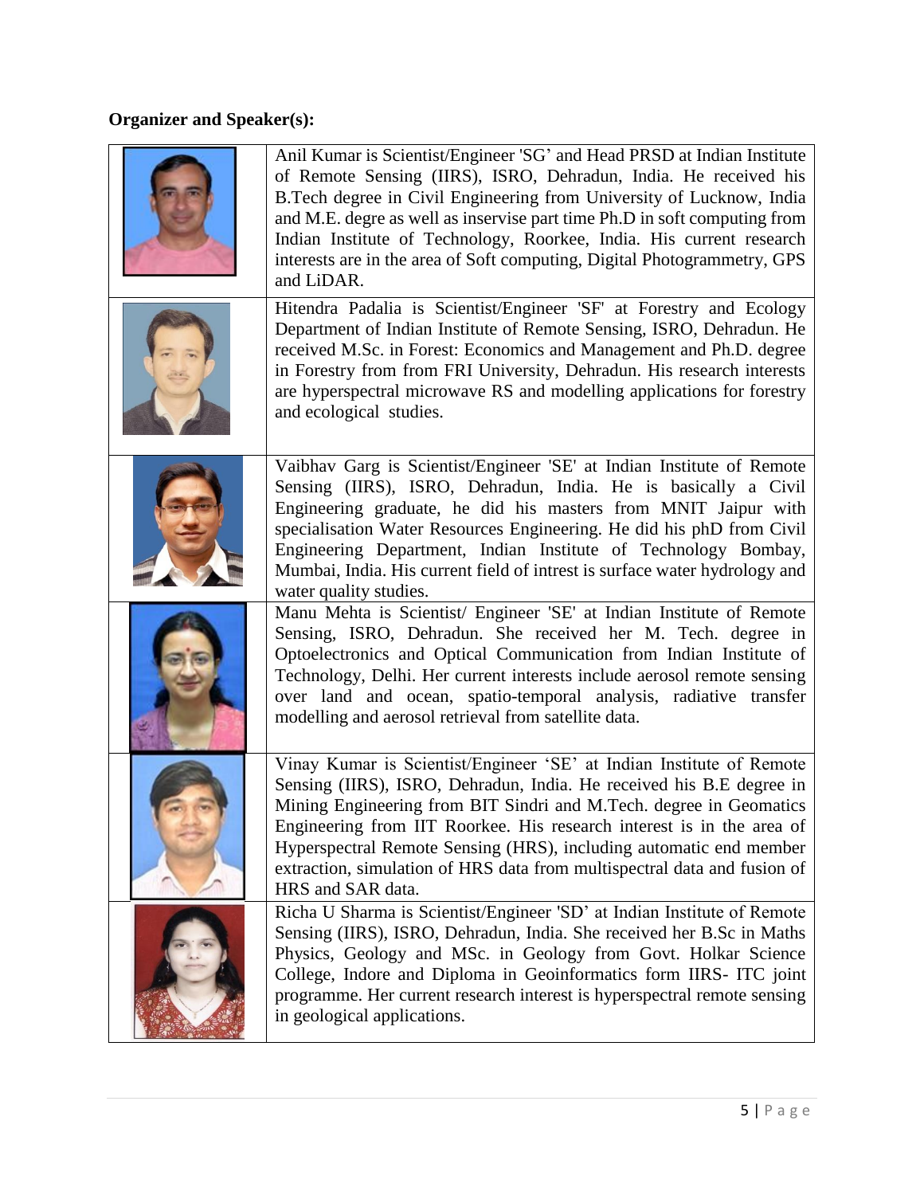**Organizer and Speaker(s):**

| | |
|---|---|
| | Anil Kumar is Scientist/Engineer 'SG' and Head PRSD at Indian Institute of Remote Sensing (IIRS), ISRO, Dehradun, India. He received his B.Tech degree in Civil Engineering from University of Lucknow, India and M.E. degre as well as inservise part time Ph.D in soft computing from Indian Institute of Technology, Roorkee, India. His current research interests are in the area of Soft computing, Digital Photogrammetry, GPS and LiDAR. |
| | Hitendra Padalia is Scientist/Engineer 'SF' at Forestry and Ecology Department of Indian Institute of Remote Sensing, ISRO, Dehradun. He received M.Sc. in Forest: Economics and Management and Ph.D. degree in Forestry from from FRI University, Dehradun. His research interests are hyperspectral microwave RS and modelling applications for forestry and ecological studies. |
| | Vaibhav Garg is Scientist/Engineer 'SE' at Indian Institute of Remote Sensing (IIRS), ISRO, Dehradun, India. He is basically a Civil Engineering graduate, he did his masters from MNIT Jaipur with specialisation Water Resources Engineering. He did his phD from Civil Engineering Department, Indian Institute of Technology Bombay, Mumbai, India. His current field of intrest is surface water hydrology and water quality studies. |
| | Manu Mehta is Scientist/ Engineer 'SE' at Indian Institute of Remote Sensing, ISRO, Dehradun. She received her M. Tech. degree in Optoelectronics and Optical Communication from Indian Institute of Technology, Delhi. Her current interests include aerosol remote sensing over land and ocean, spatio-temporal analysis, radiative transfer modelling and aerosol retrieval from satellite data. |
| | Vinay Kumar is Scientist/Engineer 'SE' at Indian Institute of Remote Sensing (IIRS), ISRO, Dehradun, India. He received his B.E degree in Mining Engineering from BIT Sindri and M.Tech. degree in Geomatics Engineering from IIT Roorkee. His research interest is in the area of Hyperspectral Remote Sensing (HRS), including automatic end member extraction, simulation of HRS data from multispectral data and fusion of HRS and SAR data. |
| | Richa U Sharma is Scientist/Engineer 'SD' at Indian Institute of Remote Sensing (IIRS), ISRO, Dehradun, India. She received her B.Sc in Maths Physics, Geology and MSc. in Geology from Govt. Holkar Science College, Indore and Diploma in Geoinformatics form IIRS- ITC joint programme. Her current research interest is hyperspectral remote sensing in geological applications. |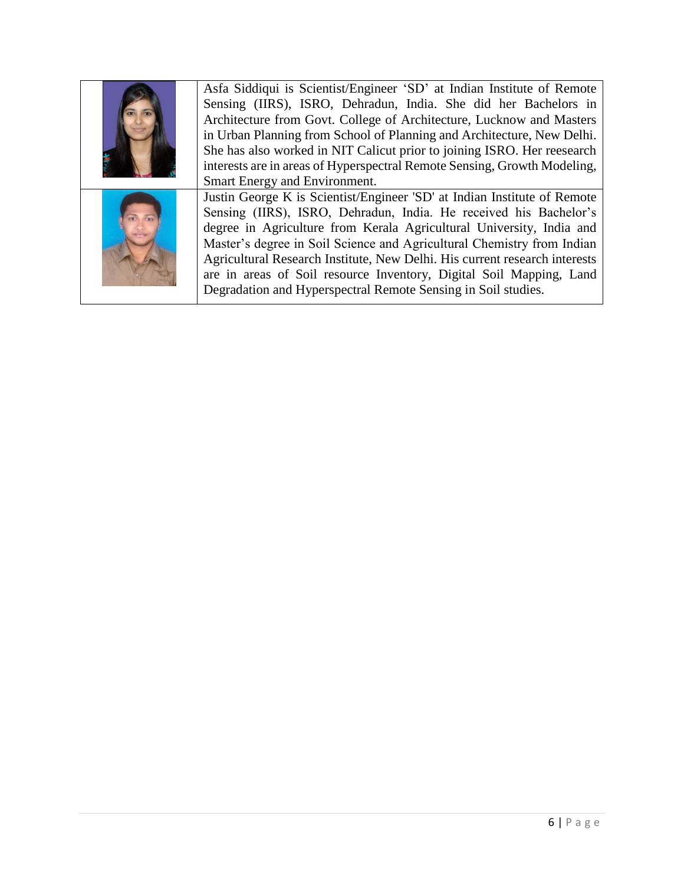| | |
|---|---|
| | Asfa Siddiqui is Scientist/Engineer 'SD' at Indian Institute of Remote Sensing (IIRS), ISRO, Dehradun, India. She did her Bachelors in Architecture from Govt. College of Architecture, Lucknow and Masters in Urban Planning from School of Planning and Architecture, New Delhi. She has also worked in NIT Calicut prior to joining ISRO. Her reesearch interests are in areas of Hyperspectral Remote Sensing, Growth Modeling, Smart Energy and Environment. |
| | Justin George K is Scientist/Engineer 'SD' at Indian Institute of Remote Sensing (IIRS), ISRO, Dehradun, India. He received his Bachelor's degree in Agriculture from Kerala Agricultural University, India and Master's degree in Soil Science and Agricultural Chemistry from Indian Agricultural Research Institute, New Delhi. His current research interests are in areas of Soil resource Inventory, Digital Soil Mapping, Land Degradation and Hyperspectral Remote Sensing in Soil studies. |